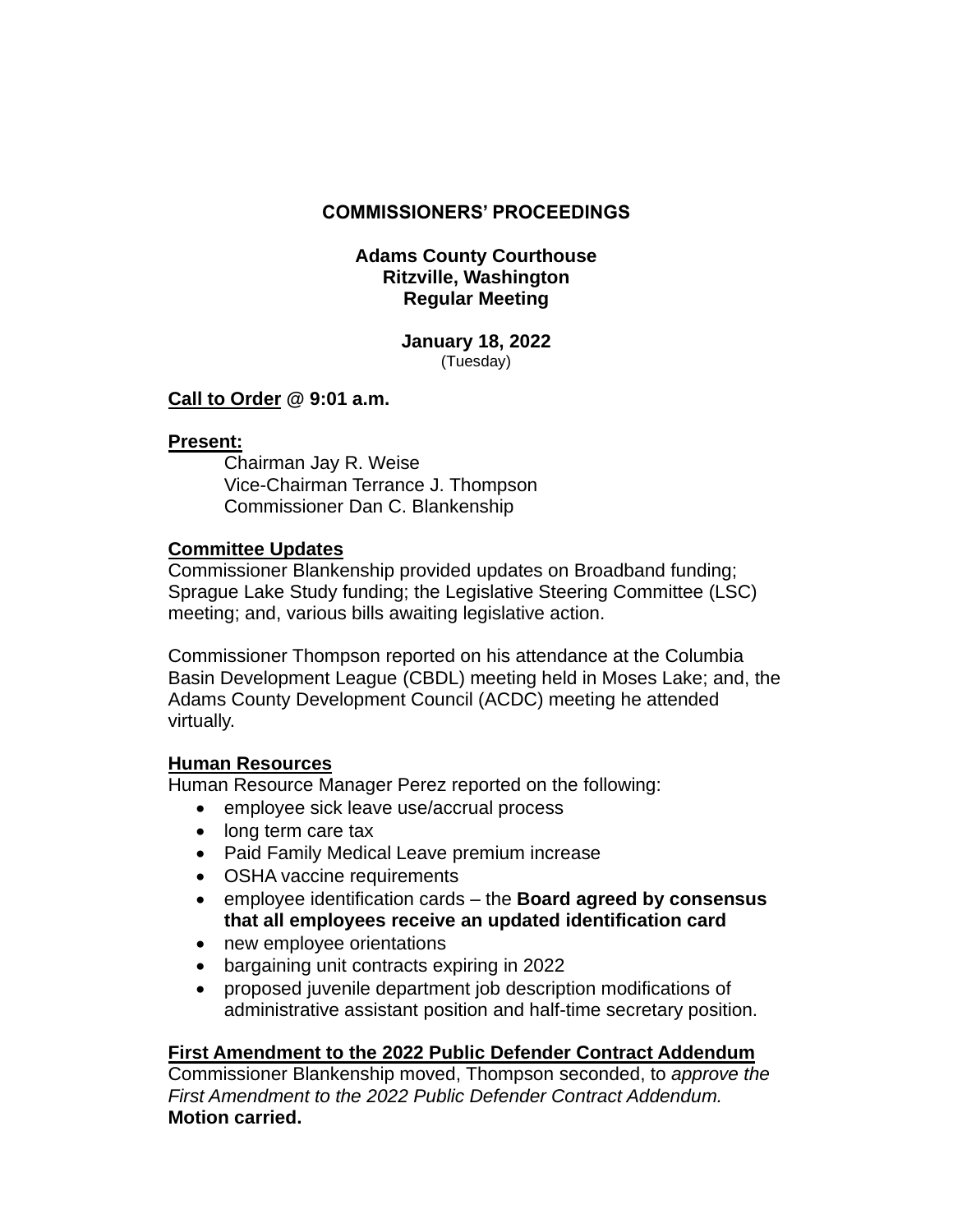# COMMISSIONERS' PROCEEDINGS

**Adams County Courthouse**
**Ritzville, Washington**
**Regular Meeting**

**January 18, 2022**
(Tuesday)

**Call to Order @ 9:01 a.m.**

**Present:**

Chairman Jay R. Weise
Vice-Chairman Terrance J. Thompson
Commissioner Dan C. Blankenship

**Committee Updates**

Commissioner Blankenship provided updates on Broadband funding; Sprague Lake Study funding; the Legislative Steering Committee (LSC) meeting; and, various bills awaiting legislative action.

Commissioner Thompson reported on his attendance at the Columbia Basin Development League (CBDL) meeting held in Moses Lake; and, the Adams County Development Council (ACDC) meeting he attended virtually.

**Human Resources**

Human Resource Manager Perez reported on the following:

- employee sick leave use/accrual process
- long term care tax
- Paid Family Medical Leave premium increase
- OSHA vaccine requirements
- employee identification cards – the **Board agreed by consensus that all employees receive an updated identification card**
- new employee orientations
- bargaining unit contracts expiring in 2022
- proposed juvenile department job description modifications of administrative assistant position and half-time secretary position.

**First Amendment to the 2022 Public Defender Contract Addendum**

Commissioner Blankenship moved, Thompson seconded, to *approve the First Amendment to the 2022 Public Defender Contract Addendum.* **Motion carried.**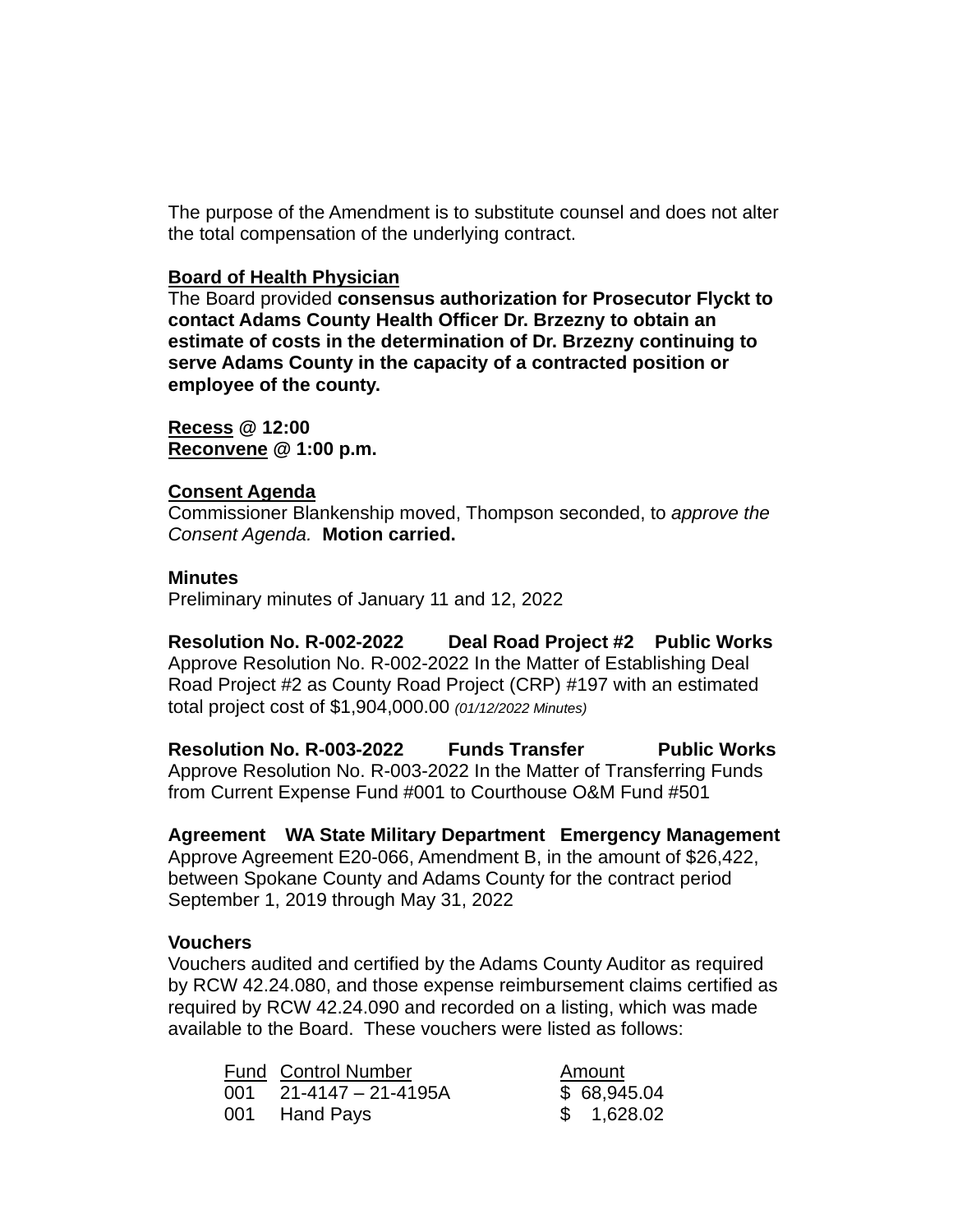The purpose of the Amendment is to substitute counsel and does not alter the total compensation of the underlying contract.

**Board of Health Physician**
The Board provided **consensus authorization for Prosecutor Flyckt to contact Adams County Health Officer Dr. Brzezny to obtain an estimate of costs in the determination of Dr. Brzezny continuing to serve Adams County in the capacity of a contracted position or employee of the county.**

**Recess @ 12:00**
**Reconvene @ 1:00 p.m.**

**Consent Agenda**
Commissioner Blankenship moved, Thompson seconded, to *approve the Consent Agenda.* **Motion carried.**

**Minutes**
Preliminary minutes of January 11 and 12, 2022

**Resolution No. R-002-2022 Deal Road Project #2 Public Works**
Approve Resolution No. R-002-2022 In the Matter of Establishing Deal Road Project #2 as County Road Project (CRP) #197 with an estimated total project cost of $1,904,000.00 *(01/12/2022 Minutes)*

**Resolution No. R-003-2022 Funds Transfer Public Works**
Approve Resolution No. R-003-2022 In the Matter of Transferring Funds from Current Expense Fund #001 to Courthouse O&M Fund #501

**Agreement WA State Military Department Emergency Management**
Approve Agreement E20-066, Amendment B, in the amount of $26,422, between Spokane County and Adams County for the contract period September 1, 2019 through May 31, 2022

**Vouchers**
Vouchers audited and certified by the Adams County Auditor as required by RCW 42.24.080, and those expense reimbursement claims certified as required by RCW 42.24.090 and recorded on a listing, which was made available to the Board. These vouchers were listed as follows:

| Fund | Control Number | Amount |
|---|---|---|
| 001 | 21-4147 – 21-4195A | $ 68,945.04 |
| 001 | Hand Pays | $ 1,628.02 |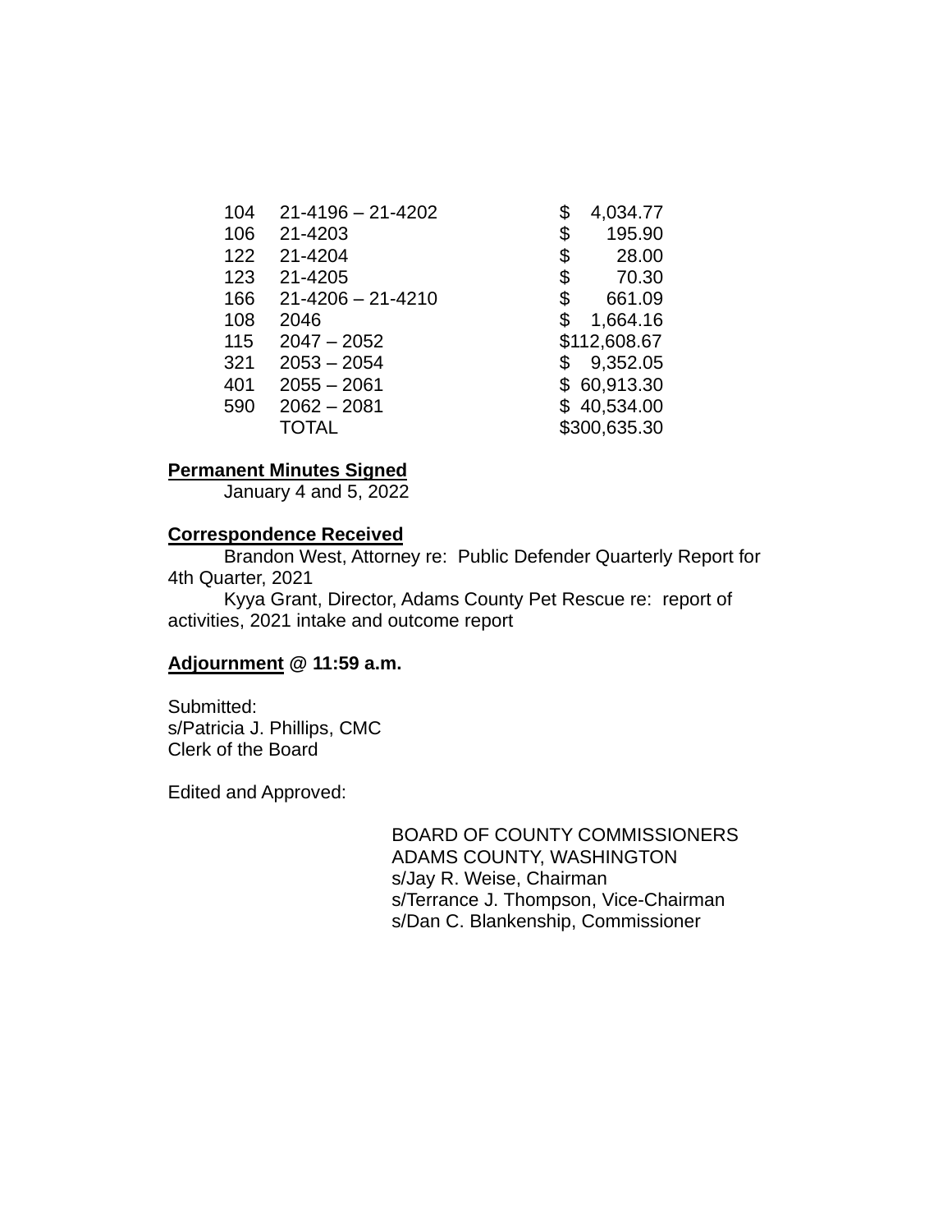| | | |
|---|---|---|
| 104 | 21-4196 – 21-4202 | $ 4,034.77 |
| 106 | 21-4203 | $ 195.90 |
| 122 | 21-4204 | $ 28.00 |
| 123 | 21-4205 | $ 70.30 |
| 166 | 21-4206 – 21-4210 | $ 661.09 |
| 108 | 2046 | $ 1,664.16 |
| 115 | 2047 – 2052 | $112,608.67 |
| 321 | 2053 – 2054 | $ 9,352.05 |
| 401 | 2055 – 2061 | $ 60,913.30 |
| 590 | 2062 – 2081 | $ 40,534.00 |
| | TOTAL | $300,635.30 |

**Permanent Minutes Signed**

January 4 and 5, 2022

**Correspondence Received**

Brandon West, Attorney re: Public Defender Quarterly Report for 4th Quarter, 2021

Kyya Grant, Director, Adams County Pet Rescue re: report of activities, 2021 intake and outcome report

**Adjournment @ 11:59 a.m.**

Submitted:
s/Patricia J. Phillips, CMC
Clerk of the Board

Edited and Approved:

BOARD OF COUNTY COMMISSIONERS
ADAMS COUNTY, WASHINGTON
s/Jay R. Weise, Chairman
s/Terrance J. Thompson, Vice-Chairman
s/Dan C. Blankenship, Commissioner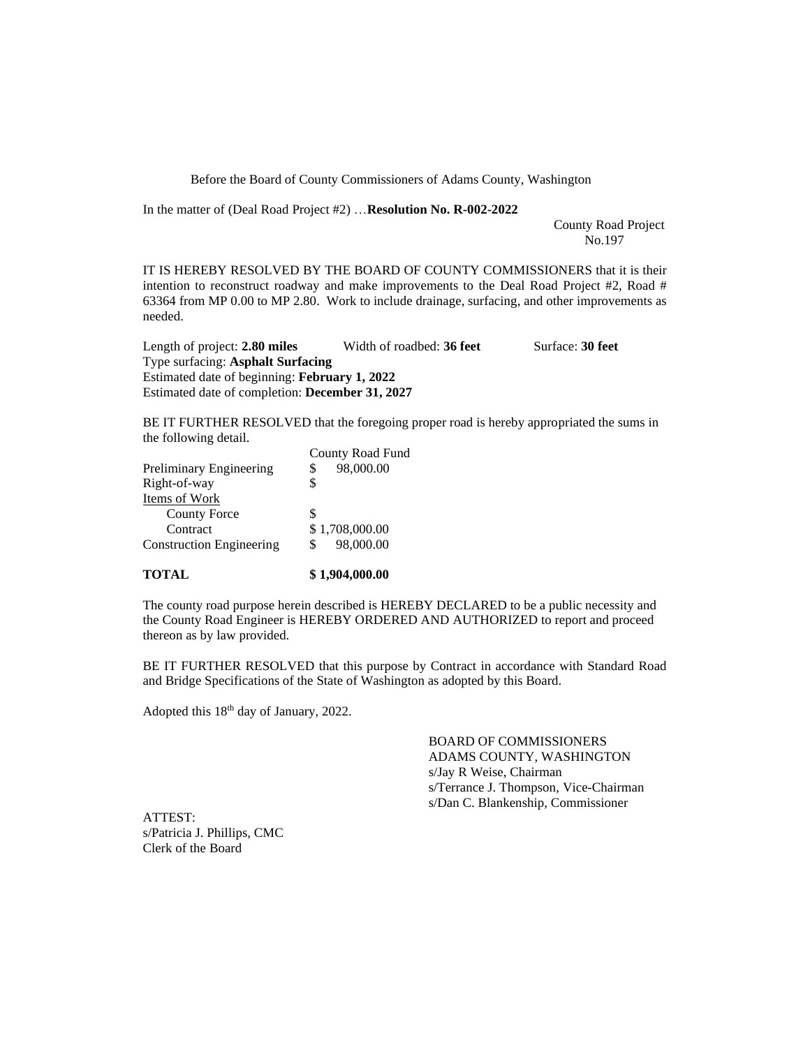Before the Board of County Commissioners of Adams County, Washington

In the matter of (Deal Road Project #2) …**Resolution No. R-002-2022**

County Road Project No.197

IT IS HEREBY RESOLVED BY THE BOARD OF COUNTY COMMISSIONERS that it is their intention to reconstruct roadway and make improvements to the Deal Road Project #2, Road # 63364 from MP 0.00 to MP 2.80. Work to include drainage, surfacing, and other improvements as needed.

Length of project: **2.80 miles** Width of roadbed: **36 feet** Surface: **30 feet**
Type surfacing: **Asphalt Surfacing**
Estimated date of beginning: **February 1, 2022**
Estimated date of completion: **December 31, 2027**

BE IT FURTHER RESOLVED that the foregoing proper road is hereby appropriated the sums in the following detail.

| | County Road Fund |
|---|---|
| Preliminary Engineering | $ 98,000.00 |
| Right-of-way | $ |
| Items of Work | |
| County Force | $ |
| Contract | $ 1,708,000.00 |
| Construction Engineering | $ 98,000.00 |
| **TOTAL** | **$ 1,904,000.00** |

The county road purpose herein described is HEREBY DECLARED to be a public necessity and the County Road Engineer is HEREBY ORDERED AND AUTHORIZED to report and proceed thereon as by law provided.

BE IT FURTHER RESOLVED that this purpose by Contract in accordance with Standard Road and Bridge Specifications of the State of Washington as adopted by this Board.

Adopted this 18th day of January, 2022.

BOARD OF COMMISSIONERS
ADAMS COUNTY, WASHINGTON
s/Jay R Weise, Chairman
s/Terrance J. Thompson, Vice-Chairman
s/Dan C. Blankenship, Commissioner

ATTEST:
s/Patricia J. Phillips, CMC
Clerk of the Board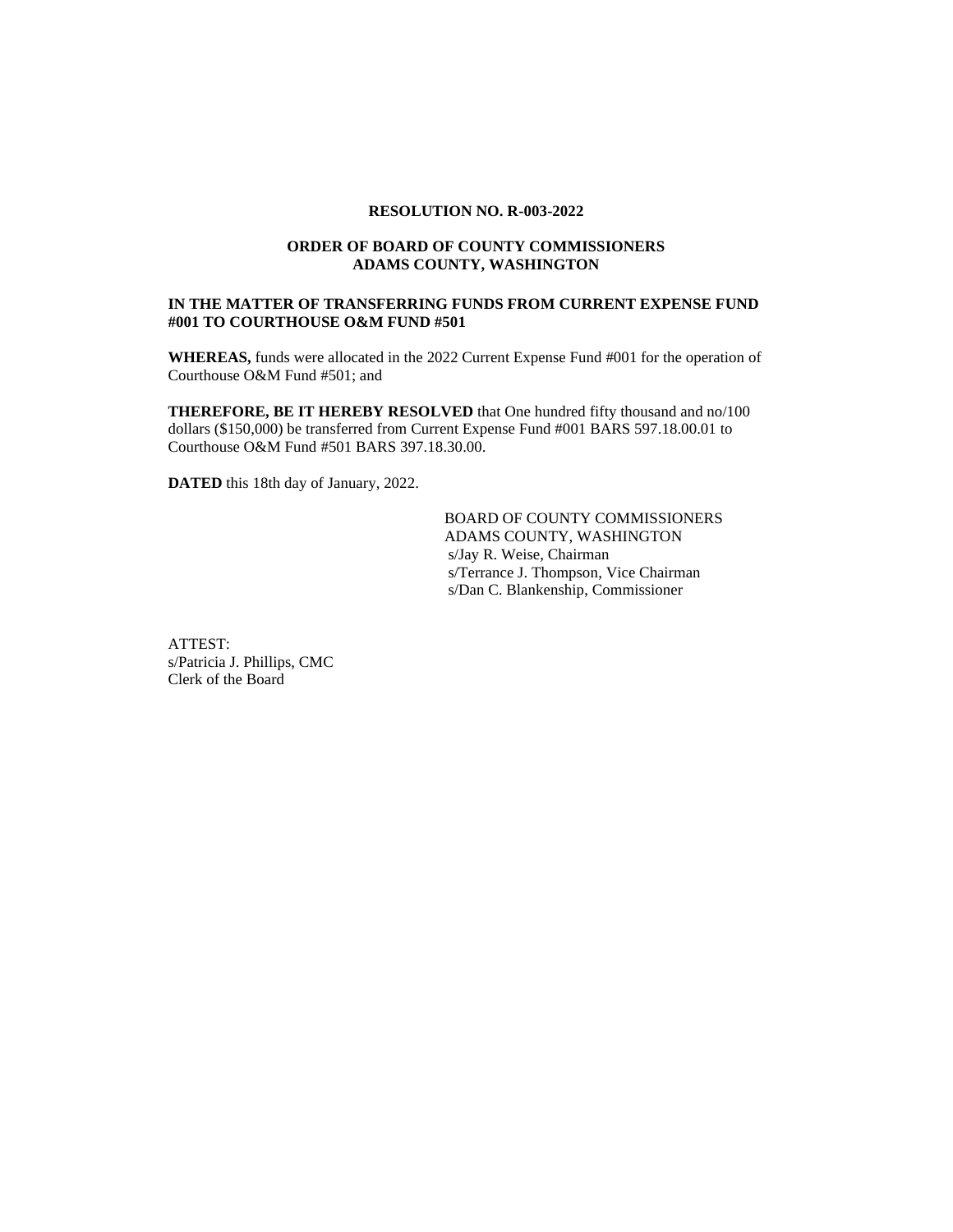**RESOLUTION NO. R-003-2022**

**ORDER OF BOARD OF COUNTY COMMISSIONERS**
**ADAMS COUNTY, WASHINGTON**

**IN THE MATTER OF TRANSFERRING FUNDS FROM CURRENT EXPENSE FUND #001 TO COURTHOUSE O&M FUND #501**

**WHEREAS,** funds were allocated in the 2022 Current Expense Fund #001 for the operation of Courthouse O&M Fund #501; and

**THEREFORE, BE IT HEREBY RESOLVED** that One hundred fifty thousand and no/100 dollars ($150,000) be transferred from Current Expense Fund #001 BARS 597.18.00.01 to Courthouse O&M Fund #501 BARS 397.18.30.00.

**DATED** this 18th day of January, 2022.

BOARD OF COUNTY COMMISSIONERS
ADAMS COUNTY, WASHINGTON
s/Jay R. Weise, Chairman
s/Terrance J. Thompson, Vice Chairman
s/Dan C. Blankenship, Commissioner

ATTEST:
s/Patricia J. Phillips, CMC
Clerk of the Board